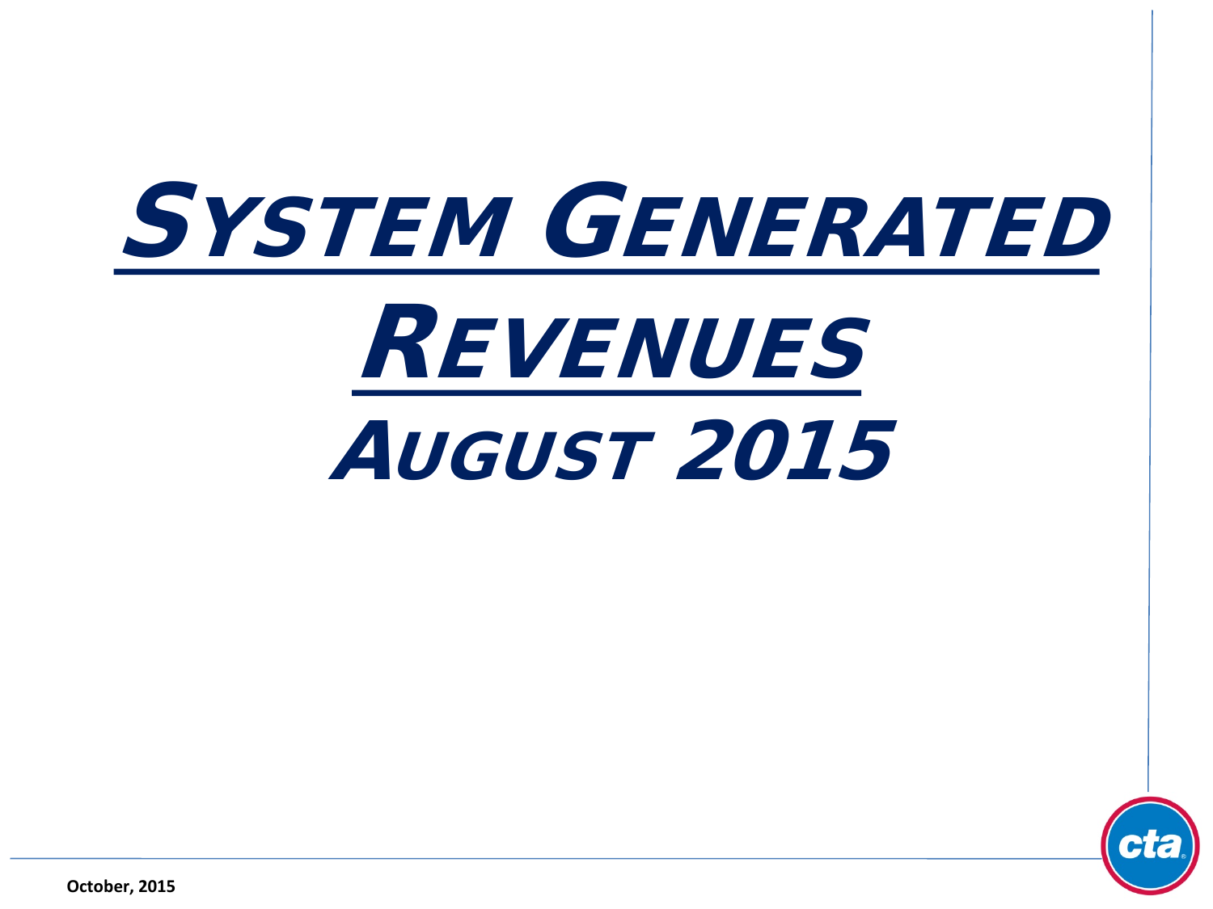# System Generated Revenues

## August 2015

October, 2015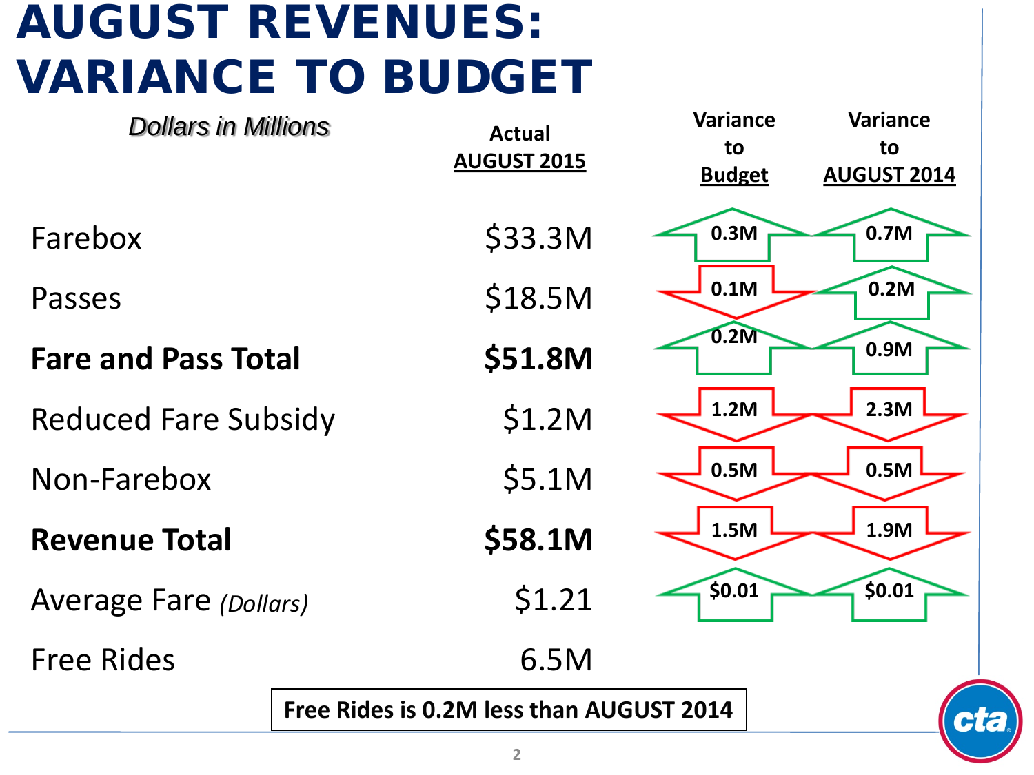# AUGUST REVENUES: VARIANCE TO BUDGET

| *Dollars in Millions* | Actual AUGUST 2015 | Variance to Budget | Variance to AUGUST 2014 |
|---|---|---|---|
| Farebox | $33.3M | ▲ 0.3M | ▲ 0.7M |
| Passes | $18.5M | ▼ 0.1M | ▲ 0.2M |
| **Fare and Pass Total** | **$51.8M** | ▲ 0.2M | ▲ 0.9M |
| Reduced Fare Subsidy | $1.2M | ▼ 1.2M | ▼ 2.3M |
| Non-Farebox | $5.1M | ▼ 0.5M | ▼ 0.5M |
| **Revenue Total** | **$58.1M** | ▼ 1.5M | ▼ 1.9M |
| Average Fare *(Dollars)* | $1.21 | ▲ $0.01 | ▲ $0.01 |
| Free Rides | 6.5M | | |

**Free Rides is 0.2M less than AUGUST 2014**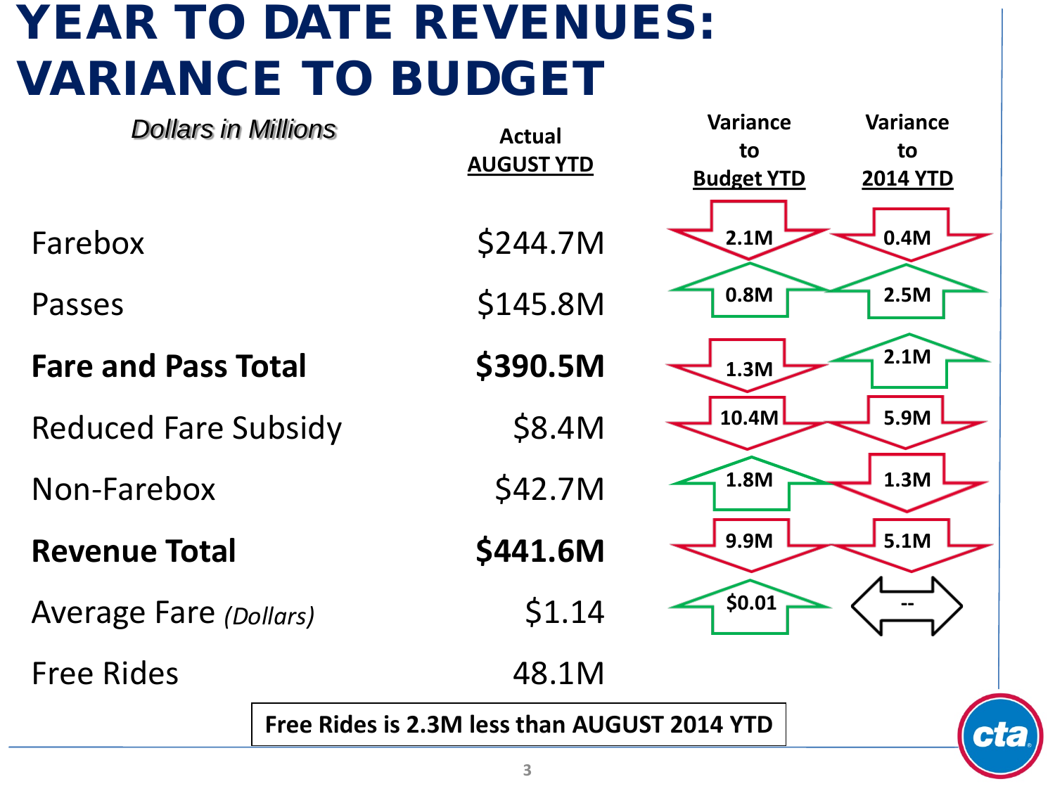# YEAR TO DATE REVENUES: VARIANCE TO BUDGET

*Dollars in Millions*

| | Actual AUGUST YTD | Variance to Budget YTD | Variance to 2014 YTD |
|---|---|---|---|
| Farebox | $244.7M | ▼ 2.1M | ▼ 0.4M |
| Passes | $145.8M | ▲ 0.8M | ▲ 2.5M |
| **Fare and Pass Total** | **$390.5M** | ▼ 1.3M | ▲ 2.1M |
| Reduced Fare Subsidy | $8.4M | ▼ 10.4M | ▼ 5.9M |
| Non-Farebox | $42.7M | ▲ 1.8M | ▼ 1.3M |
| **Revenue Total** | **$441.6M** | ▼ 9.9M | ▼ 5.1M |
| Average Fare *(Dollars)* | $1.14 | ▲ $0.01 | ◄► -- |
| Free Rides | 48.1M | | |

**Free Rides is 2.3M less than AUGUST 2014 YTD**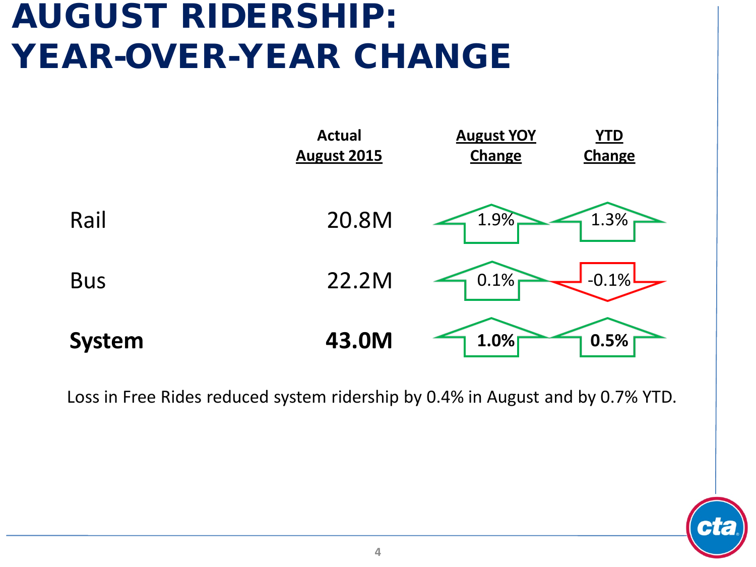# AUGUST RIDERSHIP: YEAR-OVER-YEAR CHANGE

| | Actual August 2015 | August YOY Change | YTD Change |
|---|---|---|---|
| Rail | 20.8M | 1.9% | 1.3% |
| Bus | 22.2M | 0.1% | -0.1% |
| **System** | **43.0M** | **1.0%** | **0.5%** |

Loss in Free Rides reduced system ridership by 0.4% in August and by 0.7% YTD.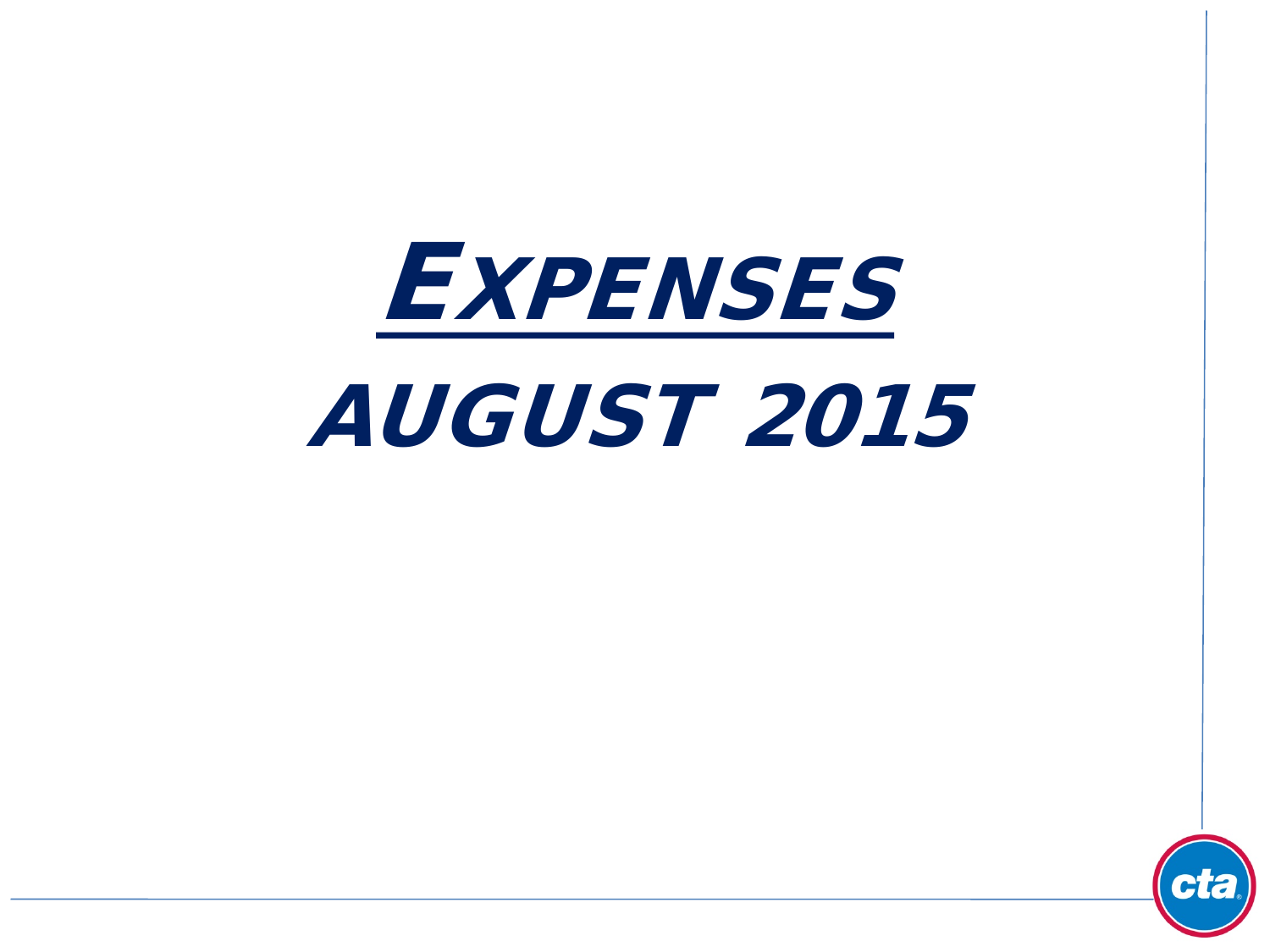# Expenses

## AUGUST 2015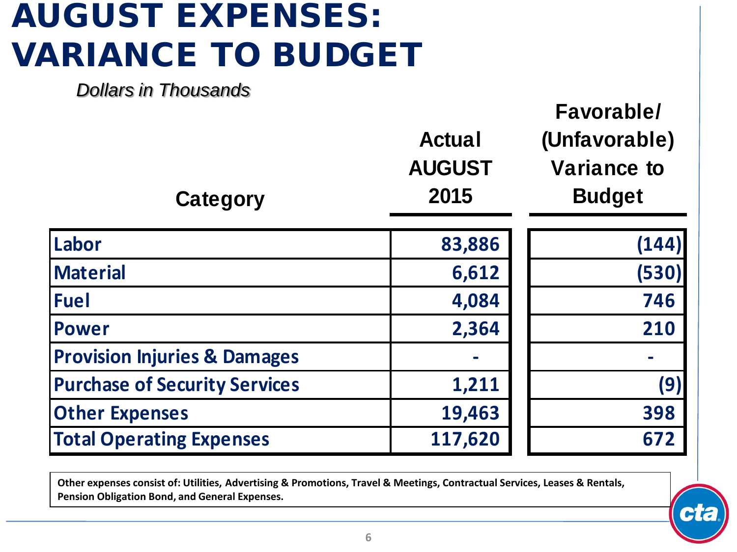# AUGUST EXPENSES: VARIANCE TO BUDGET

*Dollars in Thousands*

| Category | Actual AUGUST 2015 | Favorable/ (Unfavorable) Variance to Budget |
|---|---|---|
| Labor | 83,886 | (144) |
| Material | 6,612 | (530) |
| Fuel | 4,084 | 746 |
| Power | 2,364 | 210 |
| Provision Injuries & Damages | - | - |
| Purchase of Security Services | 1,211 | (9) |
| Other Expenses | 19,463 | 398 |
| Total Operating Expenses | 117,620 | 672 |

**Other expenses consist of: Utilities, Advertising & Promotions, Travel & Meetings, Contractual Services, Leases & Rentals, Pension Obligation Bond, and General Expenses.**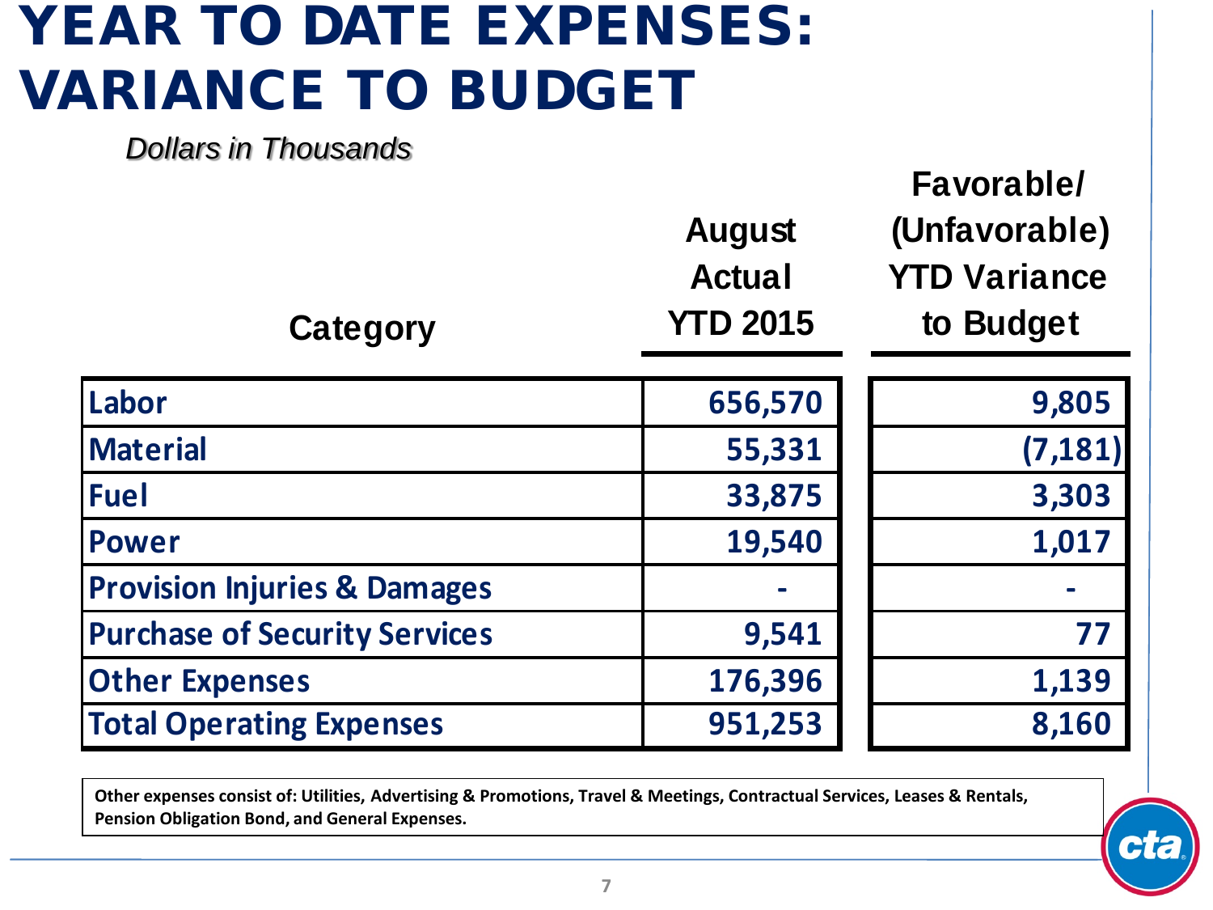# YEAR TO DATE EXPENSES: VARIANCE TO BUDGET

*Dollars in Thousands*

| Category | August Actual YTD 2015 | Favorable/ (Unfavorable) YTD Variance to Budget |
|---|---:|---:|
| Labor | 656,570 | 9,805 |
| Material | 55,331 | (7,181) |
| Fuel | 33,875 | 3,303 |
| Power | 19,540 | 1,017 |
| Provision Injuries & Damages | - | - |
| Purchase of Security Services | 9,541 | 77 |
| Other Expenses | 176,396 | 1,139 |
| Total Operating Expenses | 951,253 | 8,160 |

**Other expenses consist of: Utilities, Advertising & Promotions, Travel & Meetings, Contractual Services, Leases & Rentals, Pension Obligation Bond, and General Expenses.**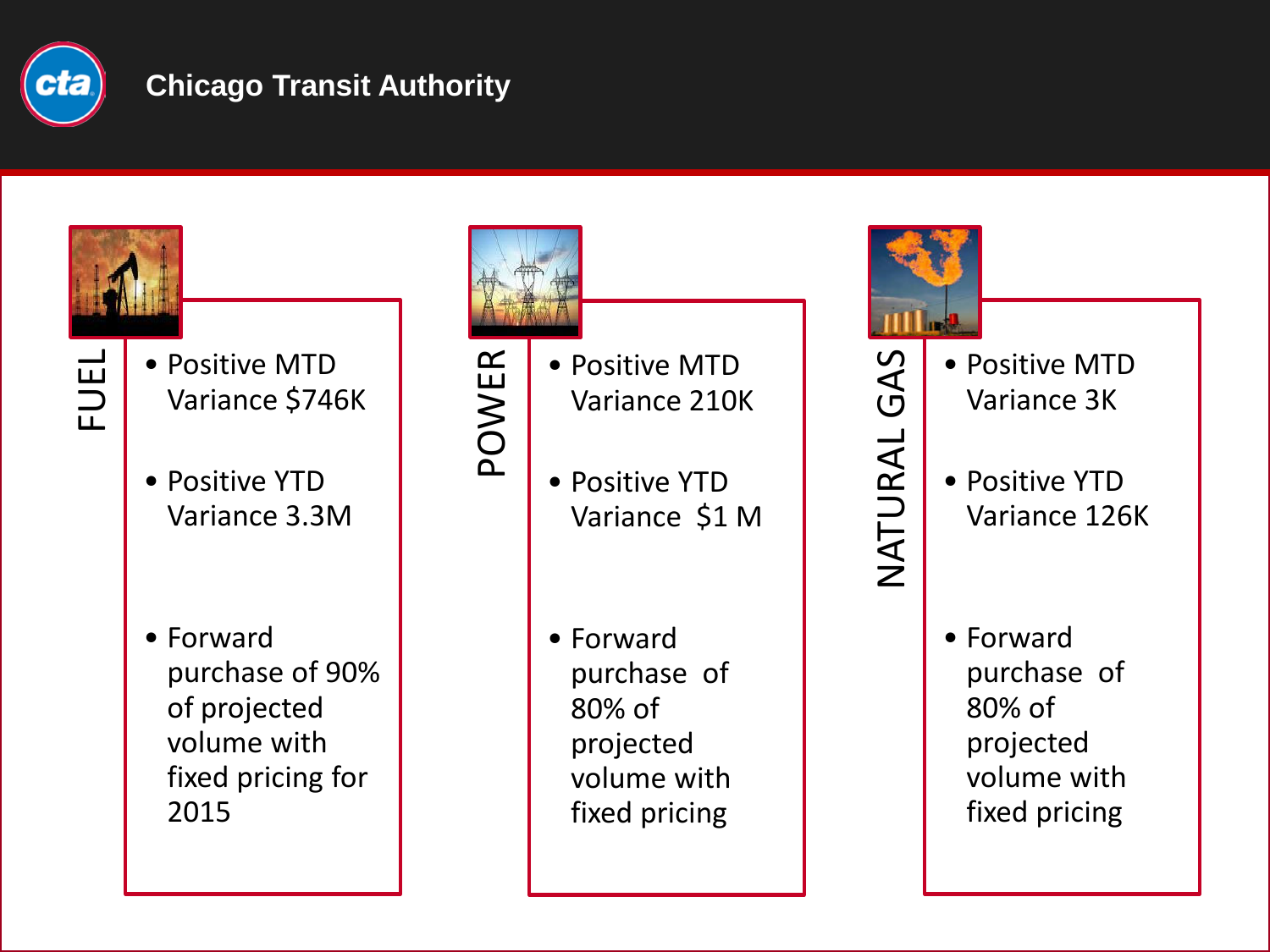# Chicago Transit Authority

## FUEL

- Positive MTD Variance $746K
- Positive YTD Variance 3.3M
- Forward purchase of 90% of projected volume with fixed pricing for 2015

## POWER

- Positive MTD Variance 210K
- Positive YTD Variance $1 M
- Forward purchase of 80% of projected volume with fixed pricing

## NATURAL GAS

- Positive MTD Variance 3K
- Positive YTD Variance 126K
- Forward purchase of 80% of projected volume with fixed pricing